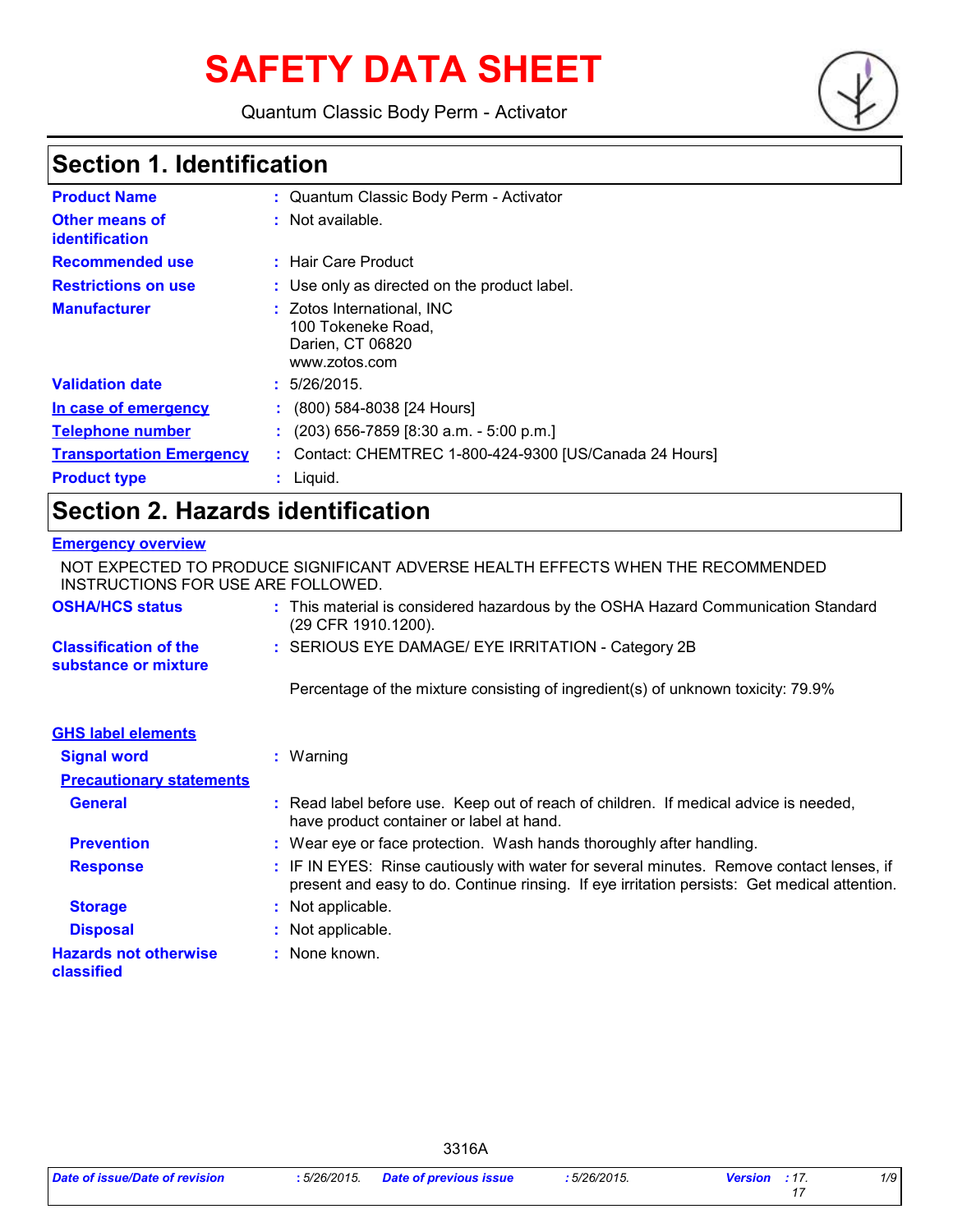# SAFETY DATA SHEET

Quantum Classic Body Perm - Activator

## Section 1. Identification

| | |
|---|---|
| **Product Name** | : Quantum Classic Body Perm - Activator |
| **Other means of identification** | : Not available. |
| **Recommended use** | : Hair Care Product |
| **Restrictions on use** | : Use only as directed on the product label. |
| **Manufacturer** | : Zotos International, INC<br>100 Tokeneke Road,<br>Darien, CT 06820<br>www.zotos.com |
| **Validation date** | : 5/26/2015. |
| **In case of emergency** | : (800) 584-8038 [24 Hours] |
| **Telephone number** | : (203) 656-7859 [8:30 a.m. - 5:00 p.m.] |
| **Transportation Emergency** | : Contact: CHEMTREC 1-800-424-9300 [US/Canada 24 Hours] |
| **Product type** | : Liquid. |

## Section 2. Hazards identification

**Emergency overview**

NOT EXPECTED TO PRODUCE SIGNIFICANT ADVERSE HEALTH EFFECTS WHEN THE RECOMMENDED INSTRUCTIONS FOR USE ARE FOLLOWED.

| | |
|---|---|
| **OSHA/HCS status** | : This material is considered hazardous by the OSHA Hazard Communication Standard (29 CFR 1910.1200). |
| **Classification of the substance or mixture** | : SERIOUS EYE DAMAGE/ EYE IRRITATION - Category 2B<br><br>Percentage of the mixture consisting of ingredient(s) of unknown toxicity: 79.9% |

**GHS label elements**

| | |
|---|---|
| **Signal word** | : Warning |
| **Precautionary statements** | |
| **General** | : Read label before use. Keep out of reach of children. If medical advice is needed, have product container or label at hand. |
| **Prevention** | : Wear eye or face protection. Wash hands thoroughly after handling. |
| **Response** | : IF IN EYES: Rinse cautiously with water for several minutes. Remove contact lenses, if present and easy to do. Continue rinsing. If eye irritation persists: Get medical attention. |
| **Storage** | : Not applicable. |
| **Disposal** | : Not applicable. |
| **Hazards not otherwise classified** | : None known. |

3316A

| Date of issue/Date of revision | : 5/26/2015. | Date of previous issue | : 5/26/2015. | Version | : 17.17 |
|---|---|---|---|---|---|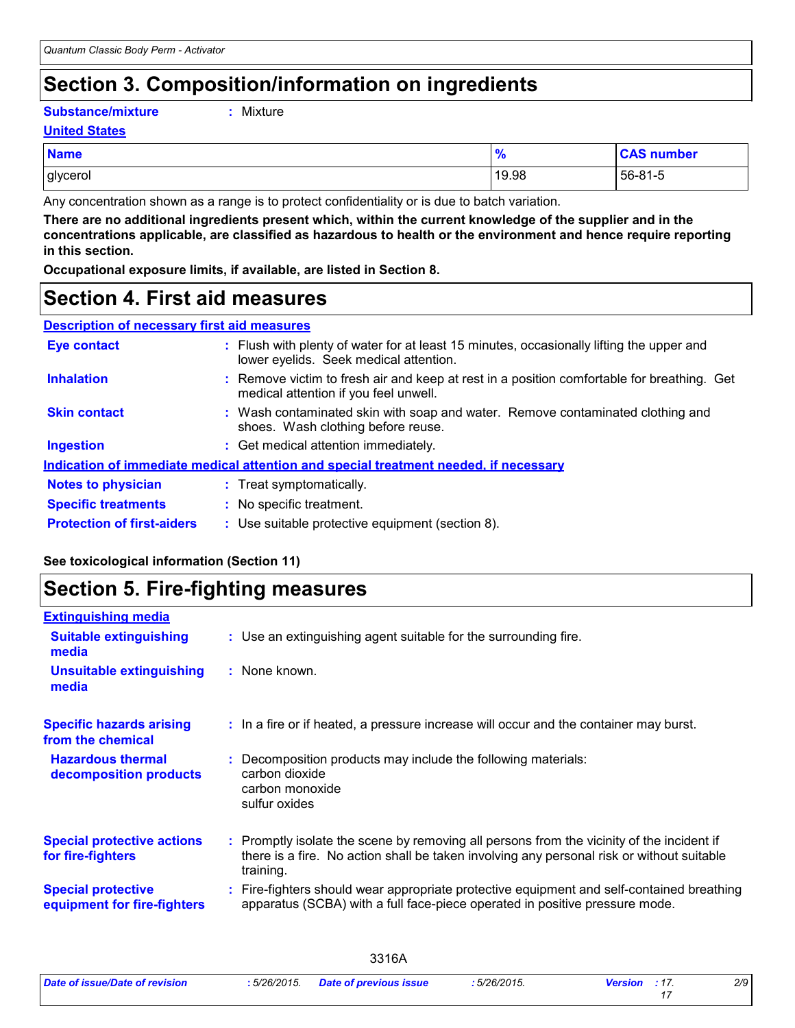## Section 3. Composition/information on ingredients

**Substance/mixture** : Mixture

**United States**

| Name | % | CAS number |
|---|---|---|
| glycerol | 19.98 | 56-81-5 |

Any concentration shown as a range is to protect confidentiality or is due to batch variation.

**There are no additional ingredients present which, within the current knowledge of the supplier and in the concentrations applicable, are classified as hazardous to health or the environment and hence require reporting in this section.**

**Occupational exposure limits, if available, are listed in Section 8.**

## Section 4. First aid measures

**Description of necessary first aid measures**

**Eye contact** : Flush with plenty of water for at least 15 minutes, occasionally lifting the upper and lower eyelids. Seek medical attention.

**Inhalation** : Remove victim to fresh air and keep at rest in a position comfortable for breathing. Get medical attention if you feel unwell.

**Skin contact** : Wash contaminated skin with soap and water. Remove contaminated clothing and shoes. Wash clothing before reuse.

**Ingestion** : Get medical attention immediately.

**Indication of immediate medical attention and special treatment needed, if necessary**

**Notes to physician** : Treat symptomatically.

**Specific treatments** : No specific treatment.

**Protection of first-aiders** : Use suitable protective equipment (section 8).

**See toxicological information (Section 11)**

## Section 5. Fire-fighting measures

**Extinguishing media**

**Suitable extinguishing media** : Use an extinguishing agent suitable for the surrounding fire.

**Unsuitable extinguishing media** : None known.

**Specific hazards arising from the chemical** : In a fire or if heated, a pressure increase will occur and the container may burst.

**Hazardous thermal decomposition products** : Decomposition products may include the following materials:
carbon dioxide
carbon monoxide
sulfur oxides

**Special protective actions for fire-fighters** : Promptly isolate the scene by removing all persons from the vicinity of the incident if there is a fire. No action shall be taken involving any personal risk or without suitable training.

**Special protective equipment for fire-fighters** : Fire-fighters should wear appropriate protective equipment and self-contained breathing apparatus (SCBA) with a full face-piece operated in positive pressure mode.

3316A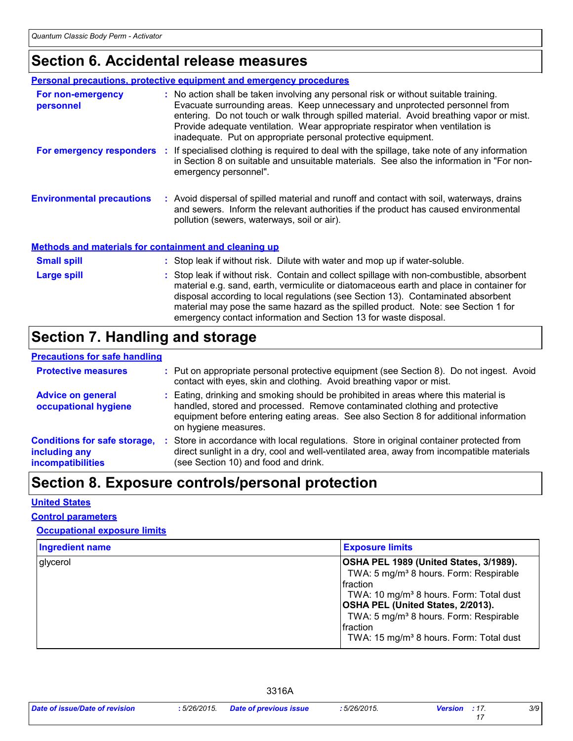# Section 6. Accidental release measures

**Personal precautions, protective equipment and emergency procedures**

**For non-emergency personnel** : No action shall be taken involving any personal risk or without suitable training. Evacuate surrounding areas. Keep unnecessary and unprotected personnel from entering. Do not touch or walk through spilled material. Avoid breathing vapor or mist. Provide adequate ventilation. Wear appropriate respirator when ventilation is inadequate. Put on appropriate personal protective equipment.

**For emergency responders** : If specialised clothing is required to deal with the spillage, take note of any information in Section 8 on suitable and unsuitable materials. See also the information in "For non-emergency personnel".

**Environmental precautions** : Avoid dispersal of spilled material and runoff and contact with soil, waterways, drains and sewers. Inform the relevant authorities if the product has caused environmental pollution (sewers, waterways, soil or air).

**Methods and materials for containment and cleaning up**

**Small spill** : Stop leak if without risk. Dilute with water and mop up if water-soluble.

**Large spill** : Stop leak if without risk. Contain and collect spillage with non-combustible, absorbent material e.g. sand, earth, vermiculite or diatomaceous earth and place in container for disposal according to local regulations (see Section 13). Contaminated absorbent material may pose the same hazard as the spilled product. Note: see Section 1 for emergency contact information and Section 13 for waste disposal.

# Section 7. Handling and storage

**Precautions for safe handling**

**Protective measures** : Put on appropriate personal protective equipment (see Section 8). Do not ingest. Avoid contact with eyes, skin and clothing. Avoid breathing vapor or mist.

**Advice on general occupational hygiene** : Eating, drinking and smoking should be prohibited in areas where this material is handled, stored and processed. Remove contaminated clothing and protective equipment before entering eating areas. See also Section 8 for additional information on hygiene measures.

**Conditions for safe storage, including any incompatibilities** : Store in accordance with local regulations. Store in original container protected from direct sunlight in a dry, cool and well-ventilated area, away from incompatible materials (see Section 10) and food and drink.

# Section 8. Exposure controls/personal protection

**United States**

**Control parameters**

**Occupational exposure limits**

| Ingredient name | Exposure limits |
|---|---|
| glycerol | **OSHA PEL 1989 (United States, 3/1989).**<br>TWA: 5 mg/m³ 8 hours. Form: Respirable fraction<br>TWA: 10 mg/m³ 8 hours. Form: Total dust<br>**OSHA PEL (United States, 2/2013).**<br>TWA: 5 mg/m³ 8 hours. Form: Respirable fraction<br>TWA: 15 mg/m³ 8 hours. Form: Total dust |

3316A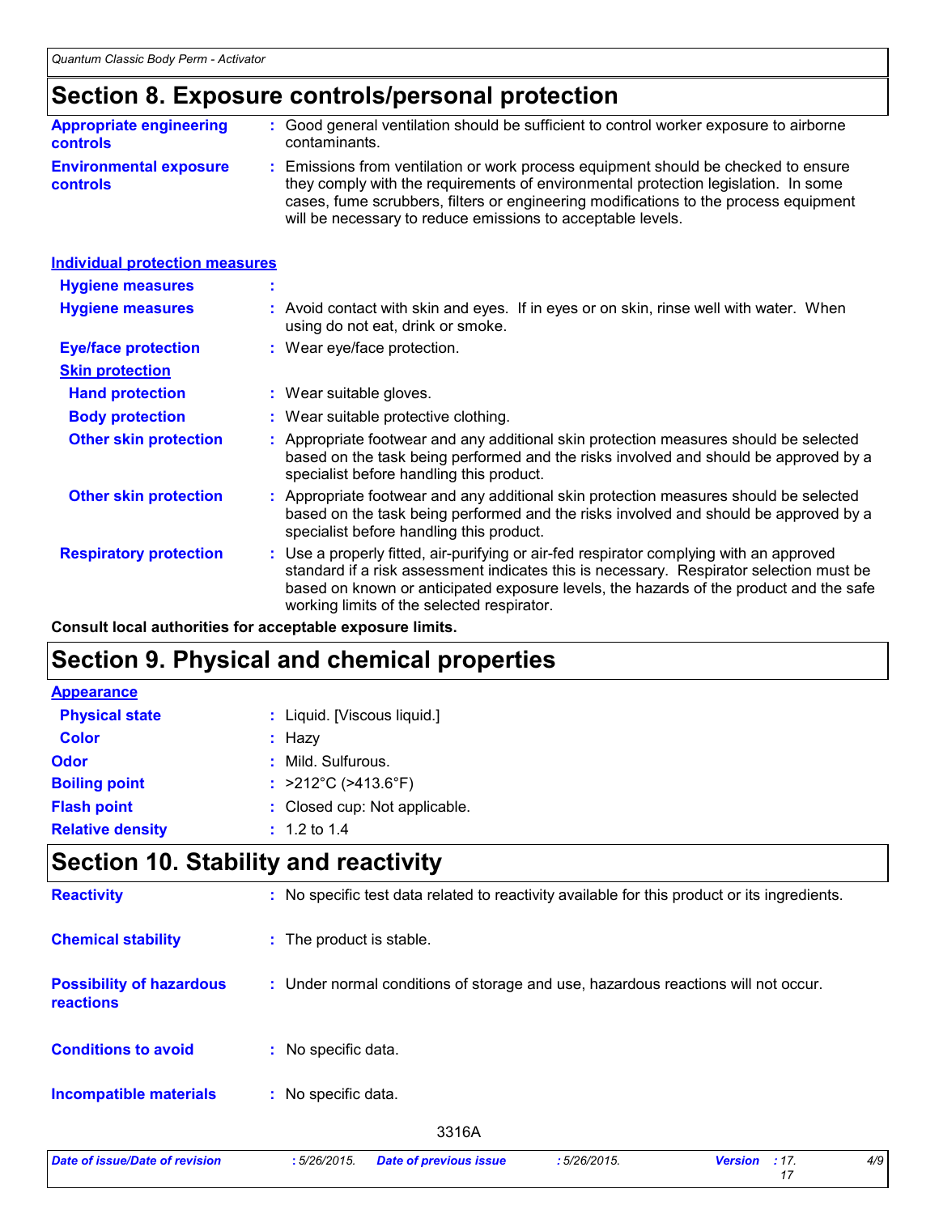## Section 8. Exposure controls/personal protection

**Appropriate engineering controls** : Good general ventilation should be sufficient to control worker exposure to airborne contaminants.

**Environmental exposure controls** : Emissions from ventilation or work process equipment should be checked to ensure they comply with the requirements of environmental protection legislation. In some cases, fume scrubbers, filters or engineering modifications to the process equipment will be necessary to reduce emissions to acceptable levels.

### Individual protection measures

**Hygiene measures** :

**Hygiene measures** : Avoid contact with skin and eyes. If in eyes or on skin, rinse well with water. When using do not eat, drink or smoke.

**Eye/face protection** : Wear eye/face protection.

**Skin protection**

**Hand protection** : Wear suitable gloves.

**Body protection** : Wear suitable protective clothing.

**Other skin protection** : Appropriate footwear and any additional skin protection measures should be selected based on the task being performed and the risks involved and should be approved by a specialist before handling this product.

**Other skin protection** : Appropriate footwear and any additional skin protection measures should be selected based on the task being performed and the risks involved and should be approved by a specialist before handling this product.

**Respiratory protection** : Use a properly fitted, air-purifying or air-fed respirator complying with an approved standard if a risk assessment indicates this is necessary. Respirator selection must be based on known or anticipated exposure levels, the hazards of the product and the safe working limits of the selected respirator.

**Consult local authorities for acceptable exposure limits.**

## Section 9. Physical and chemical properties

**Appearance**

**Physical state** : Liquid. [Viscous liquid.]

**Color** : Hazy

**Odor** : Mild. Sulfurous.

**Boiling point** : >212°C (>413.6°F)

**Flash point** : Closed cup: Not applicable.

**Relative density** : 1.2 to 1.4

## Section 10. Stability and reactivity

**Reactivity** : No specific test data related to reactivity available for this product or its ingredients.

**Chemical stability** : The product is stable.

**Possibility of hazardous reactions** : Under normal conditions of storage and use, hazardous reactions will not occur.

**Conditions to avoid** : No specific data.

**Incompatible materials** : No specific data.

3316A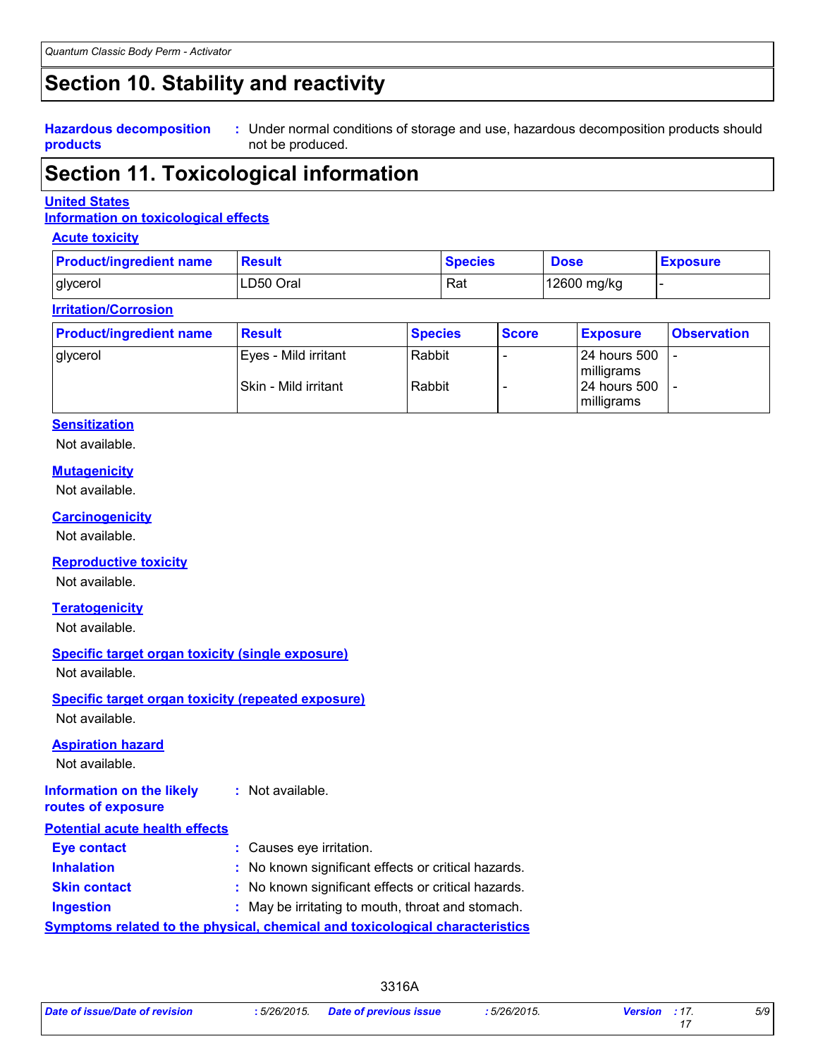# Section 10. Stability and reactivity

**Hazardous decomposition products** : Under normal conditions of storage and use, hazardous decomposition products should not be produced.

# Section 11. Toxicological information

## United States

### Information on toxicological effects

#### Acute toxicity

| Product/ingredient name | Result | Species | Dose | Exposure |
|---|---|---|---|---|
| glycerol | LD50 Oral | Rat | 12600 mg/kg | - |

#### Irritation/Corrosion

| Product/ingredient name | Result | Species | Score | Exposure | Observation |
|---|---|---|---|---|---|
| glycerol | Eyes - Mild irritant | Rabbit | - | 24 hours 500 milligrams | - |
| | Skin - Mild irritant | Rabbit | - | 24 hours 500 milligrams | - |

#### Sensitization

Not available.

#### Mutagenicity

Not available.

#### Carcinogenicity

Not available.

#### Reproductive toxicity

Not available.

#### Teratogenicity

Not available.

#### Specific target organ toxicity (single exposure)

Not available.

#### Specific target organ toxicity (repeated exposure)

Not available.

#### Aspiration hazard

Not available.

**Information on the likely routes of exposure** : Not available.

### Potential acute health effects

**Eye contact** : Causes eye irritation.

**Inhalation** : No known significant effects or critical hazards.

**Skin contact** : No known significant effects or critical hazards.

**Ingestion** : May be irritating to mouth, throat and stomach.

### Symptoms related to the physical, chemical and toxicological characteristics

3316A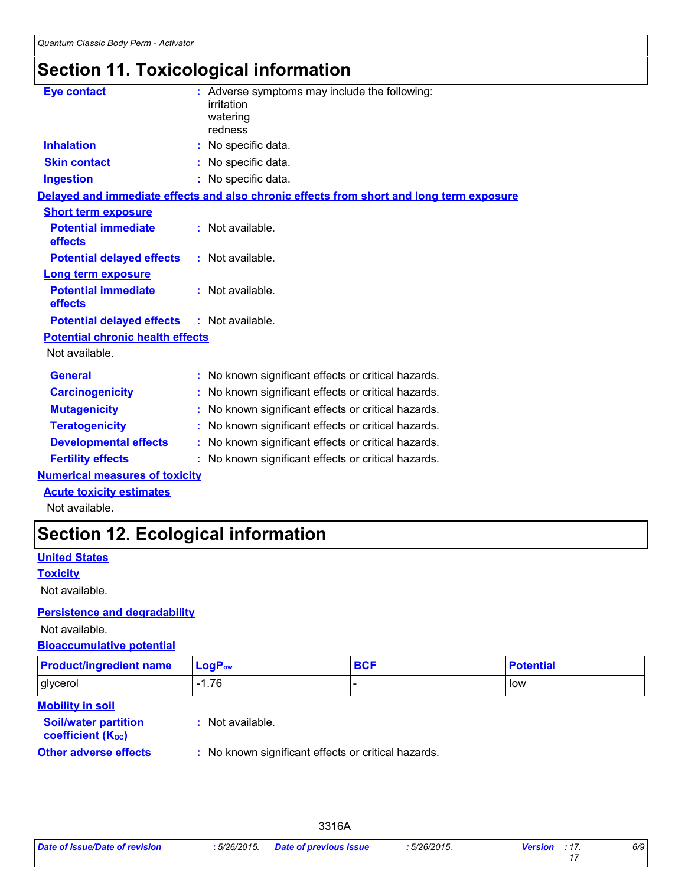# Section 11. Toxicological information

**Eye contact** : Adverse symptoms may include the following:
irritation
watering
redness

**Inhalation** : No specific data.

**Skin contact** : No specific data.

**Ingestion** : No specific data.

## Delayed and immediate effects and also chronic effects from short and long term exposure

### Short term exposure

**Potential immediate effects** : Not available.

**Potential delayed effects** : Not available.

### Long term exposure

**Potential immediate effects** : Not available.

**Potential delayed effects** : Not available.

### Potential chronic health effects

Not available.

**General** : No known significant effects or critical hazards.

**Carcinogenicity** : No known significant effects or critical hazards.

**Mutagenicity** : No known significant effects or critical hazards.

**Teratogenicity** : No known significant effects or critical hazards.

**Developmental effects** : No known significant effects or critical hazards.

**Fertility effects** : No known significant effects or critical hazards.

## Numerical measures of toxicity

### Acute toxicity estimates

Not available.

# Section 12. Ecological information

## United States

### Toxicity

Not available.

### Persistence and degradability

Not available.

### Bioaccumulative potential

| Product/ingredient name | $LogP_{ow}$ | BCF | Potential |
|---|---|---|---|
| glycerol | -1.76 | - | low |

### Mobility in soil

**Soil/water partition coefficient ($K_{OC}$)** : Not available.

**Other adverse effects** : No known significant effects or critical hazards.

3316A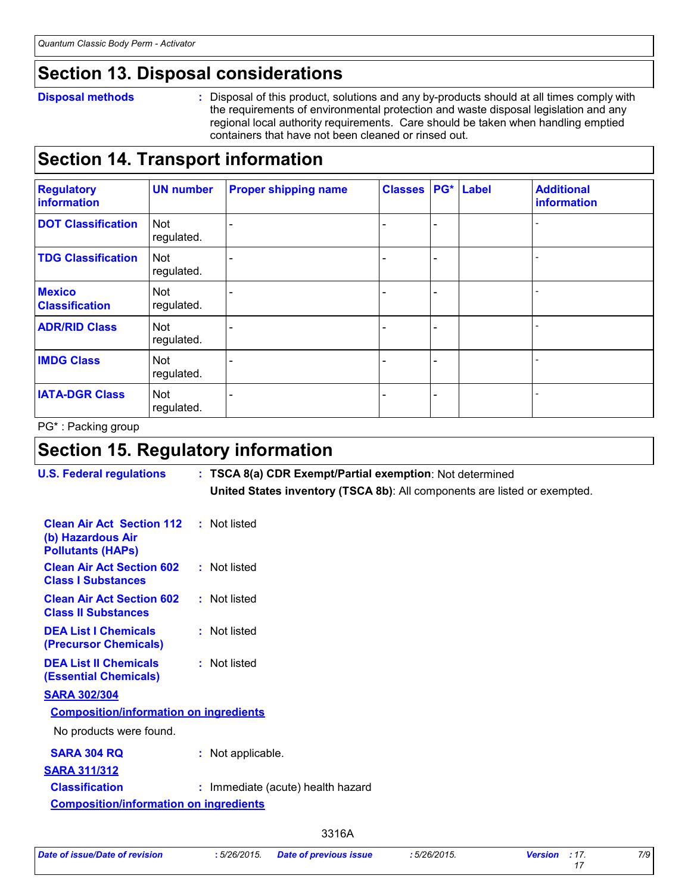## Section 13. Disposal considerations

**Disposal methods** : Disposal of this product, solutions and any by-products should at all times comply with the requirements of environmental protection and waste disposal legislation and any regional local authority requirements. Care should be taken when handling emptied containers that have not been cleaned or rinsed out.

## Section 14. Transport information

| Regulatory information | UN number | Proper shipping name | Classes | PG* | Label | Additional information |
|---|---|---|---|---|---|---|
| DOT Classification | Not regulated. | - | - | - | | - |
| TDG Classification | Not regulated. | - | - | - | | - |
| Mexico Classification | Not regulated. | - | - | - | | - |
| ADR/RID Class | Not regulated. | - | - | - | | - |
| IMDG Class | Not regulated. | - | - | - | | - |
| IATA-DGR Class | Not regulated. | - | - | - | | - |

PG* : Packing group

## Section 15. Regulatory information

**U.S. Federal regulations** : **TSCA 8(a) CDR Exempt/Partial exemption**: Not determined

**United States inventory (TSCA 8b)**: All components are listed or exempted.

**Clean Air Act Section 112 (b) Hazardous Air Pollutants (HAPs)** : Not listed

**Clean Air Act Section 602 Class I Substances** : Not listed

**Clean Air Act Section 602 Class II Substances** : Not listed

**DEA List I Chemicals (Precursor Chemicals)** : Not listed

**DEA List II Chemicals (Essential Chemicals)** : Not listed

**SARA 302/304**

**Composition/information on ingredients**

No products were found.

**SARA 304 RQ** : Not applicable.

**SARA 311/312**

**Classification** : Immediate (acute) health hazard

**Composition/information on ingredients**

3316A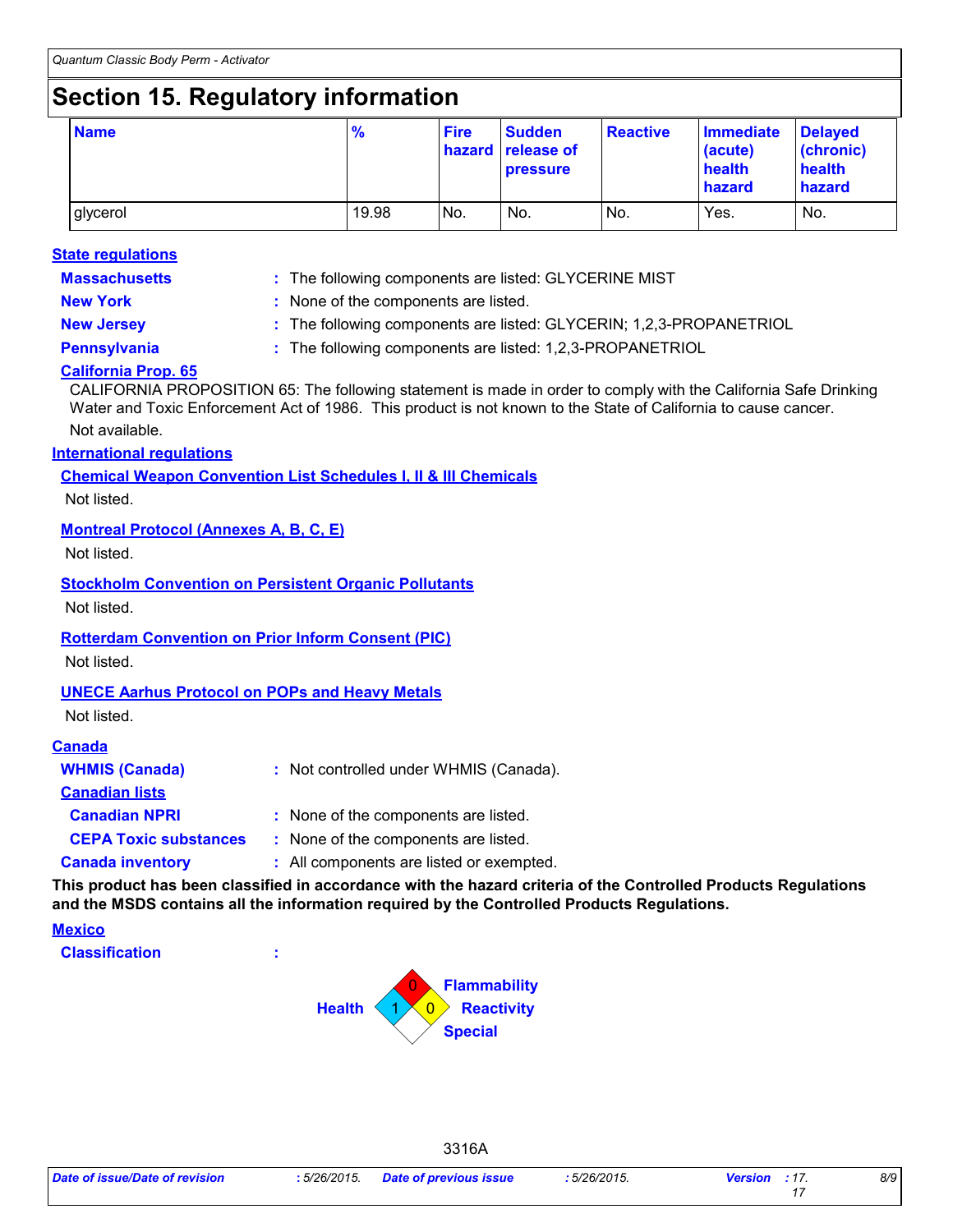# Section 15. Regulatory information

| Name | % | Fire hazard | Sudden release of pressure | Reactive | Immediate (acute) health hazard | Delayed (chronic) health hazard |
|---|---|---|---|---|---|---|
| glycerol | 19.98 | No. | No. | No. | Yes. | No. |

**State regulations**

**Massachusetts** : The following components are listed: GLYCERINE MIST

**New York** : None of the components are listed.

**New Jersey** : The following components are listed: GLYCERIN; 1,2,3-PROPANETRIOL

**Pennsylvania** : The following components are listed: 1,2,3-PROPANETRIOL

**California Prop. 65**

CALIFORNIA PROPOSITION 65: The following statement is made in order to comply with the California Safe Drinking Water and Toxic Enforcement Act of 1986. This product is not known to the State of California to cause cancer.

Not available.

**International regulations**

**Chemical Weapon Convention List Schedules I, II & III Chemicals**

Not listed.

**Montreal Protocol (Annexes A, B, C, E)**

Not listed.

**Stockholm Convention on Persistent Organic Pollutants**

Not listed.

**Rotterdam Convention on Prior Inform Consent (PIC)**

Not listed.

**UNECE Aarhus Protocol on POPs and Heavy Metals**

Not listed.

**Canada**

**WHMIS (Canada)** : Not controlled under WHMIS (Canada).

**Canadian lists**

**Canadian NPRI** : None of the components are listed.

**CEPA Toxic substances** : None of the components are listed.

**Canada inventory** : All components are listed or exempted.

**This product has been classified in accordance with the hazard criteria of the Controlled Products Regulations and the MSDS contains all the information required by the Controlled Products Regulations.**

**Mexico**

**Classification** :

Flammability: 0
Health: 1
Reactivity: 0
Special:

3316A

*Date of issue/Date of revision* : 5/26/2015. *Date of previous issue* : 5/26/2015. *Version* : 17.17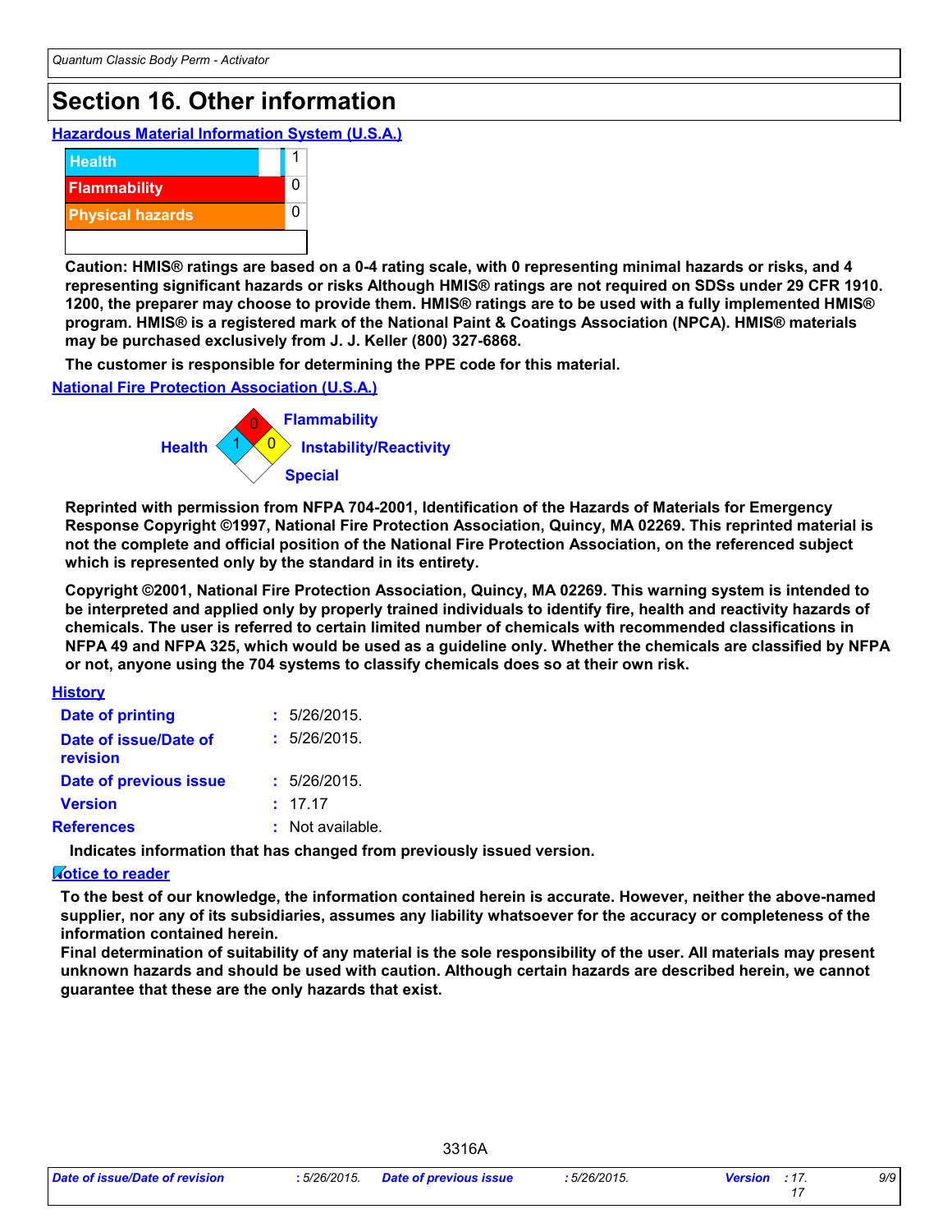# Section 16. Other information

**Hazardous Material Information System (U.S.A.)**

| | |
|---|---|
| Health | 1 |
| Flammability | 0 |
| Physical hazards | 0 |

**Caution: HMIS® ratings are based on a 0-4 rating scale, with 0 representing minimal hazards or risks, and 4 representing significant hazards or risks Although HMIS® ratings are not required on SDSs under 29 CFR 1910. 1200, the preparer may choose to provide them. HMIS® ratings are to be used with a fully implemented HMIS® program. HMIS® is a registered mark of the National Paint & Coatings Association (NPCA). HMIS® materials may be purchased exclusively from J. J. Keller (800) 327-6868.**

**The customer is responsible for determining the PPE code for this material.**

**National Fire Protection Association (U.S.A.)**

Flammability: 0
Health: 1
Instability/Reactivity: 0
Special

**Reprinted with permission from NFPA 704-2001, Identification of the Hazards of Materials for Emergency Response Copyright ©1997, National Fire Protection Association, Quincy, MA 02269. This reprinted material is not the complete and official position of the National Fire Protection Association, on the referenced subject which is represented only by the standard in its entirety.**

**Copyright ©2001, National Fire Protection Association, Quincy, MA 02269. This warning system is intended to be interpreted and applied only by properly trained individuals to identify fire, health and reactivity hazards of chemicals. The user is referred to certain limited number of chemicals with recommended classifications in NFPA 49 and NFPA 325, which would be used as a guideline only. Whether the chemicals are classified by NFPA or not, anyone using the 704 systems to classify chemicals does so at their own risk.**

**History**

| | |
|---|---|
| Date of printing | : 5/26/2015. |
| Date of issue/Date of revision | : 5/26/2015. |
| Date of previous issue | : 5/26/2015. |
| Version | : 17.17 |
| References | : Not available. |

**Indicates information that has changed from previously issued version.**

**Notice to reader**

**To the best of our knowledge, the information contained herein is accurate. However, neither the above-named supplier, nor any of its subsidiaries, assumes any liability whatsoever for the accuracy or completeness of the information contained herein.**
**Final determination of suitability of any material is the sole responsibility of the user. All materials may present unknown hazards and should be used with caution. Although certain hazards are described herein, we cannot guarantee that these are the only hazards that exist.**

3316A